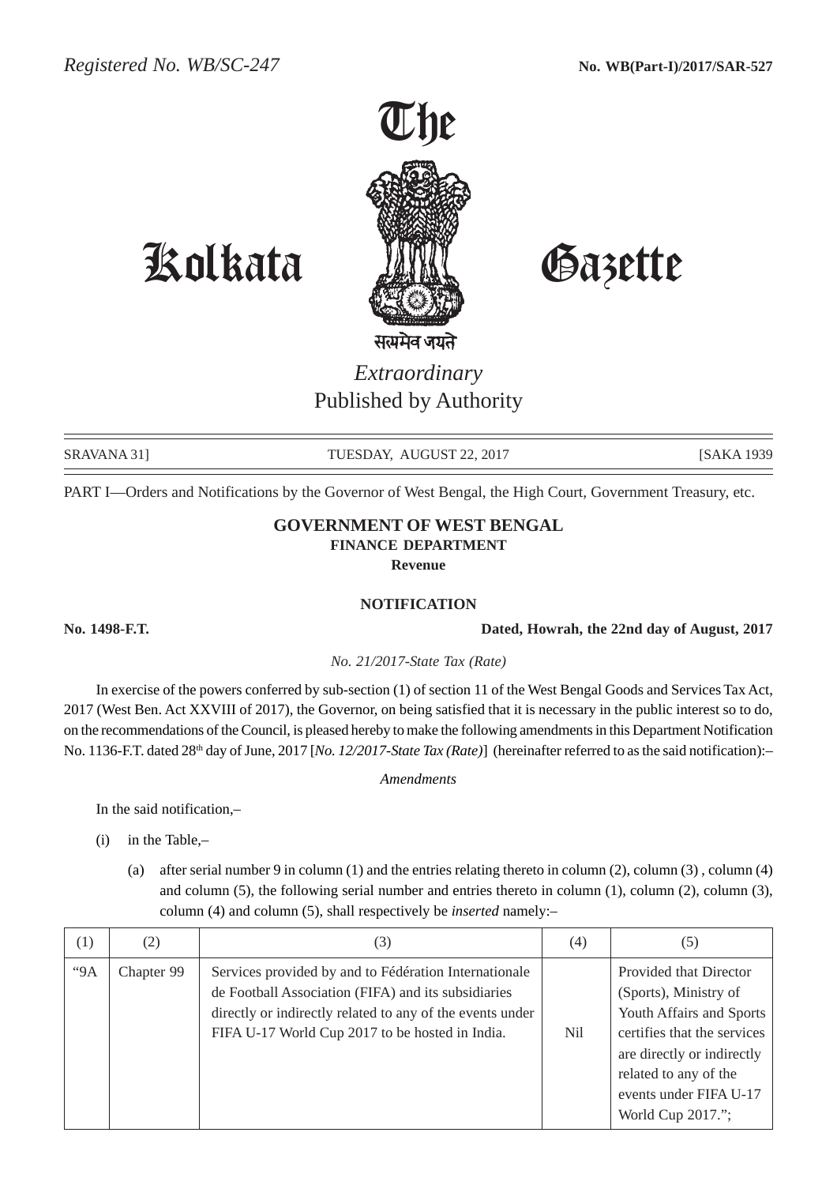Registered No. WB/SC-247 **No. WB(Part-I)/2017/SAR-527**

# The Kolkata Gazette

सत्यमेव जयते

*Extraordinary*
Published by Authority

SRAVANA 31] TUESDAY, AUGUST 22, 2017 [SAKA 1939

PART I—Orders and Notifications by the Governor of West Bengal, the High Court, Government Treasury, etc.

## GOVERNMENT OF WEST BENGAL
### FINANCE DEPARTMENT
**Revenue**

### NOTIFICATION

**No. 1498-F.T.** **Dated, Howrah, the 22nd day of August, 2017**

*No. 21/2017-State Tax (Rate)*

In exercise of the powers conferred by sub-section (1) of section 11 of the West Bengal Goods and Services Tax Act, 2017 (West Ben. Act XXVIII of 2017), the Governor, on being satisfied that it is necessary in the public interest so to do, on the recommendations of the Council, is pleased hereby to make the following amendments in this Department Notification No. 1136-F.T. dated 28th day of June, 2017 [*No. 12/2017-State Tax (Rate)*] (hereinafter referred to as the said notification):–

*Amendments*

In the said notification,–

(i) in the Table,–

(a) after serial number 9 in column (1) and the entries relating thereto in column (2), column (3) , column (4) and column (5), the following serial number and entries thereto in column (1), column (2), column (3), column (4) and column (5), shall respectively be *inserted* namely:–

| (1) | (2) | (3) | (4) | (5) |
|---|---|---|---|---|
| "9A | Chapter 99 | Services provided by and to Fédération Internationale de Football Association (FIFA) and its subsidiaries directly or indirectly related to any of the events under FIFA U-17 World Cup 2017 to be hosted in India. | Nil | Provided that Director (Sports), Ministry of Youth Affairs and Sports certifies that the services are directly or indirectly related to any of the events under FIFA U-17 World Cup 2017."; |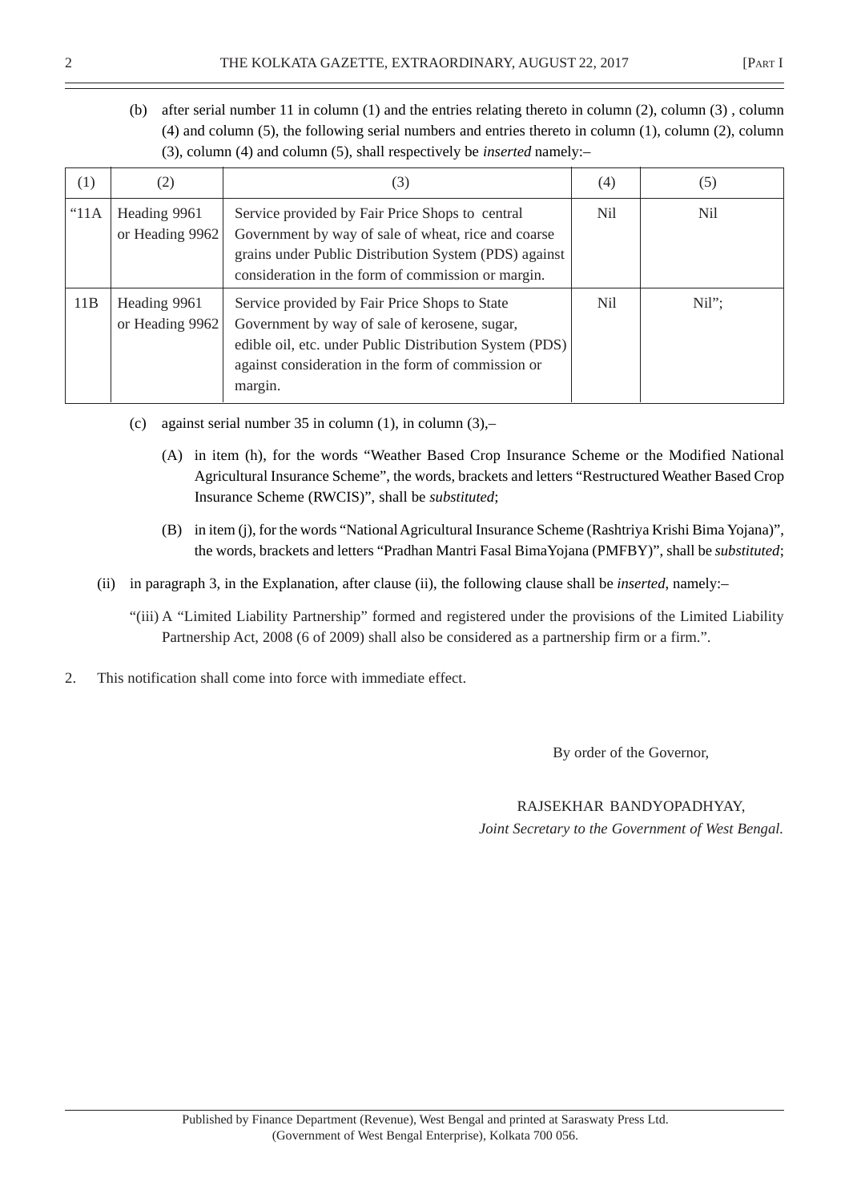(b) after serial number 11 in column (1) and the entries relating thereto in column (2), column (3) , column (4) and column (5), the following serial numbers and entries thereto in column (1), column (2), column (3), column (4) and column (5), shall respectively be *inserted* namely:–

| (1) | (2) | (3) | (4) | (5) |
|---|---|---|---|---|
| "11A | Heading 9961 or Heading 9962 | Service provided by Fair Price Shops to central Government by way of sale of wheat, rice and coarse grains under Public Distribution System (PDS) against consideration in the form of commission or margin. | Nil | Nil |
| 11B | Heading 9961 or Heading 9962 | Service provided by Fair Price Shops to State Government by way of sale of kerosene, sugar, edible oil, etc. under Public Distribution System (PDS) against consideration in the form of commission or margin. | Nil | Nil"; |

(c) against serial number 35 in column (1), in column (3),–

(A) in item (h), for the words "Weather Based Crop Insurance Scheme or the Modified National Agricultural Insurance Scheme", the words, brackets and letters "Restructured Weather Based Crop Insurance Scheme (RWCIS)", shall be *substituted*;

(B) in item (j), for the words "National Agricultural Insurance Scheme (Rashtriya Krishi Bima Yojana)", the words, brackets and letters "Pradhan Mantri Fasal BimaYojana (PMFBY)", shall be *substituted*;

(ii) in paragraph 3, in the Explanation, after clause (ii), the following clause shall be *inserted*, namely:–

"(iii) A "Limited Liability Partnership" formed and registered under the provisions of the Limited Liability Partnership Act, 2008 (6 of 2009) shall also be considered as a partnership firm or a firm.".

2. This notification shall come into force with immediate effect.

By order of the Governor,

RAJSEKHAR BANDYOPADHYAY,
*Joint Secretary to the Government of West Bengal.*

Published by Finance Department (Revenue), West Bengal and printed at Saraswaty Press Ltd.
(Government of West Bengal Enterprise), Kolkata 700 056.